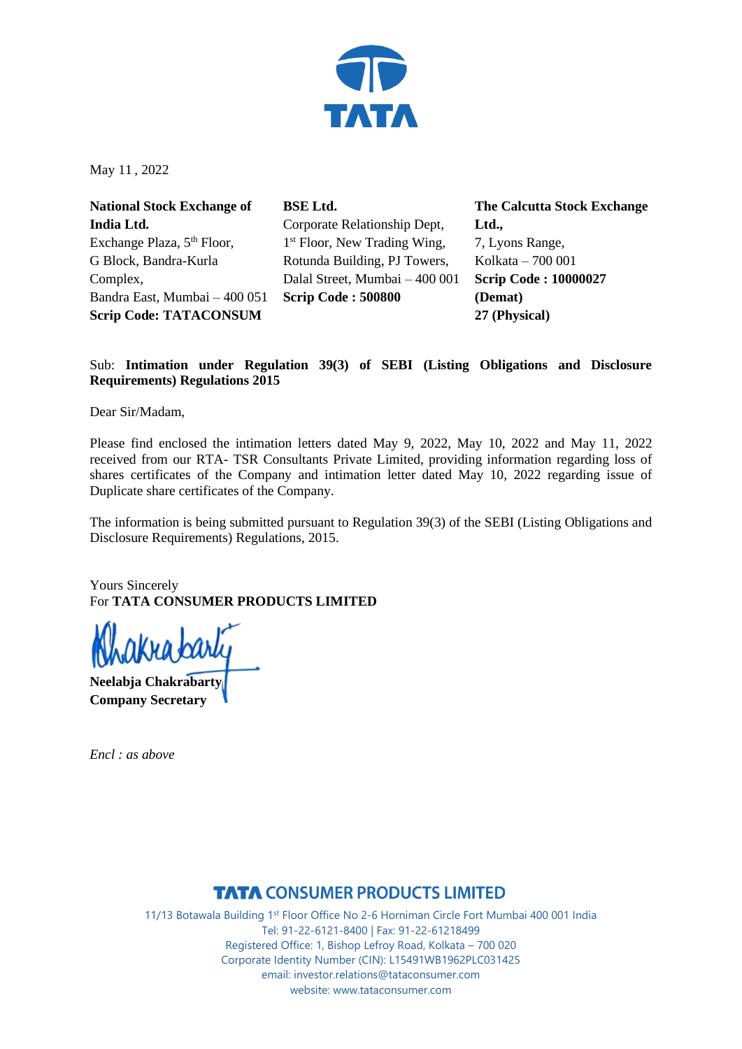May 11 , 2022

**National Stock Exchange of India Ltd.**
Exchange Plaza, 5th Floor,
G Block, Bandra-Kurla Complex,
Bandra East, Mumbai – 400 051
**Scrip Code: TATACONSUM**

**BSE Ltd.**
Corporate Relationship Dept,
1st Floor, New Trading Wing,
Rotunda Building, PJ Towers,
Dalal Street, Mumbai – 400 001
**Scrip Code : 500800**

**The Calcutta Stock Exchange Ltd.,**
7, Lyons Range,
Kolkata – 700 001
**Scrip Code : 10000027 (Demat)**
**27 (Physical)**

Sub: **Intimation under Regulation 39(3) of SEBI (Listing Obligations and Disclosure Requirements) Regulations 2015**

Dear Sir/Madam,

Please find enclosed the intimation letters dated May 9, 2022, May 10, 2022 and May 11, 2022 received from our RTA- TSR Consultants Private Limited, providing information regarding loss of shares certificates of the Company and intimation letter dated May 10, 2022 regarding issue of Duplicate share certificates of the Company.

The information is being submitted pursuant to Regulation 39(3) of the SEBI (Listing Obligations and Disclosure Requirements) Regulations, 2015.

Yours Sincerely
For **TATA CONSUMER PRODUCTS LIMITED**

**Neelabja Chakrabarty**
**Company Secretary**

*Encl : as above*

**TATA CONSUMER PRODUCTS LIMITED**
11/13 Botawala Building 1st Floor Office No 2-6 Horniman Circle Fort Mumbai 400 001 India
Tel: 91-22-6121-8400 | Fax: 91-22-61218499
Registered Office: 1, Bishop Lefroy Road, Kolkata – 700 020
Corporate Identity Number (CIN): L15491WB1962PLC031425
email: investor.relations@tataconsumer.com
website: www.tataconsumer.com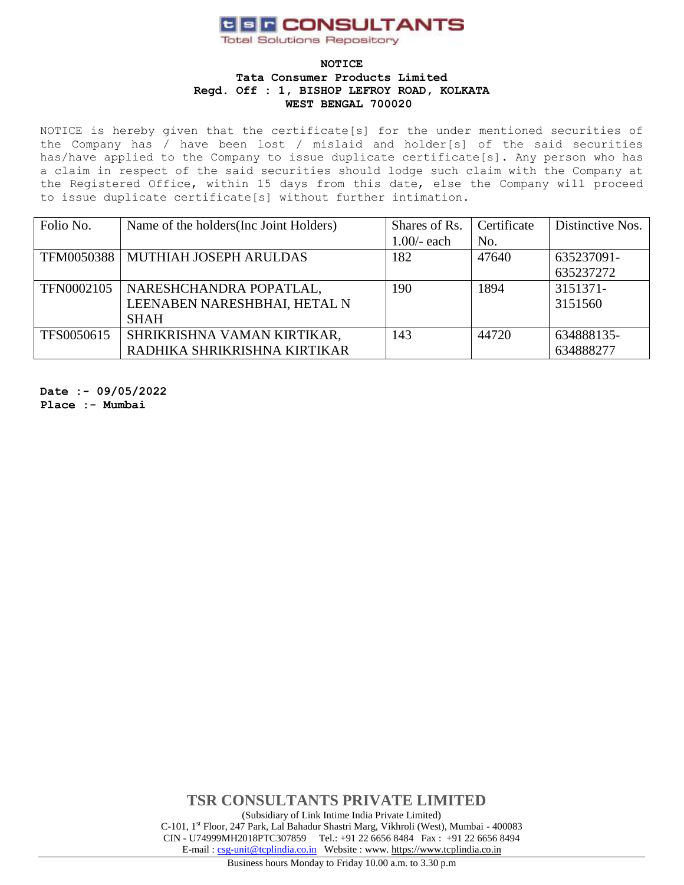**TSR CONSULTANTS**
Total Solutions Repository

**NOTICE**
**Tata Consumer Products Limited**
**Regd. Off : 1, BISHOP LEFROY ROAD, KOLKATA**
**WEST BENGAL 700020**

NOTICE is hereby given that the certificate[s] for the under mentioned securities of the Company has / have been lost / mislaid and holder[s] of the said securities has/have applied to the Company to issue duplicate certificate[s]. Any person who has a claim in respect of the said securities should lodge such claim with the Company at the Registered Office, within 15 days from this date, else the Company will proceed to issue duplicate certificate[s] without further intimation.

| Folio No. | Name of the holders(Inc Joint Holders) | Shares of Rs. 1.00/- each | Certificate No. | Distinctive Nos. |
|---|---|---|---|---|
| TFM0050388 | MUTHIAH JOSEPH ARULDAS | 182 | 47640 | 635237091-635237272 |
| TFN0002105 | NARESHCHANDRA POPATLAL, LEENABEN NARESHBHAI, HETAL N SHAH | 190 | 1894 | 3151371-3151560 |
| TFS0050615 | SHRIKRISHNA VAMAN KIRTIKAR, RADHIKA SHRIKRISHNA KIRTIKAR | 143 | 44720 | 634888135-634888277 |

**Date :- 09/05/2022**
**Place :- Mumbai**

**TSR CONSULTANTS PRIVATE LIMITED**
(Subsidiary of Link Intime India Private Limited)
C-101, 1st Floor, 247 Park, Lal Bahadur Shastri Marg, Vikhroli (West), Mumbai - 400083
CIN - U74999MH2018PTC307859 Tel.: +91 22 6656 8484 Fax : +91 22 6656 8494
E-mail : csg-unit@tcplindia.co.in Website : www. https://www.tcplindia.co.in

Business hours Monday to Friday 10.00 a.m. to 3.30 p.m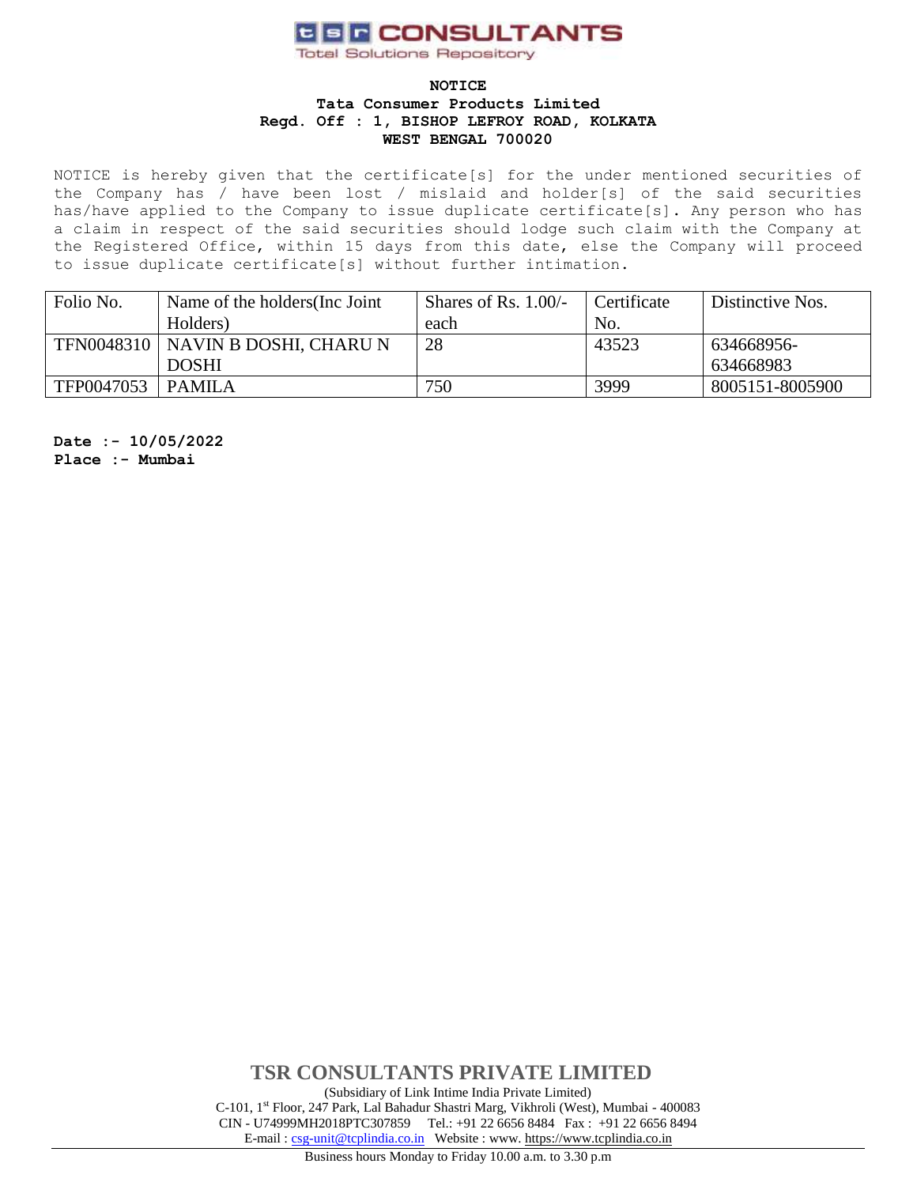**NOTICE**

**Tata Consumer Products Limited**

**Regd. Off : 1, BISHOP LEFROY ROAD, KOLKATA WEST BENGAL 700020**

NOTICE is hereby given that the certificate[s] for the under mentioned securities of the Company has / have been lost / mislaid and holder[s] of the said securities has/have applied to the Company to issue duplicate certificate[s]. Any person who has a claim in respect of the said securities should lodge such claim with the Company at the Registered Office, within 15 days from this date, else the Company will proceed to issue duplicate certificate[s] without further intimation.

| Folio No. | Name of the holders(Inc Joint Holders) | Shares of Rs. 1.00/- each | Certificate No. | Distinctive Nos. |
|---|---|---|---|---|
| TFN0048310 | NAVIN B DOSHI, CHARU N DOSHI | 28 | 43523 | 634668956-634668983 |
| TFP0047053 | PAMILA | 750 | 3999 | 8005151-8005900 |

**Date :- 10/05/2022**
**Place :- Mumbai**

**TSR CONSULTANTS PRIVATE LIMITED**

(Subsidiary of Link Intime India Private Limited)
C-101, 1st Floor, 247 Park, Lal Bahadur Shastri Marg, Vikhroli (West), Mumbai - 400083
CIN - U74999MH2018PTC307859 Tel.: +91 22 6656 8484 Fax : +91 22 6656 8494
E-mail : csg-unit@tcplindia.co.in Website : www. https://www.tcplindia.co.in

Business hours Monday to Friday 10.00 a.m. to 3.30 p.m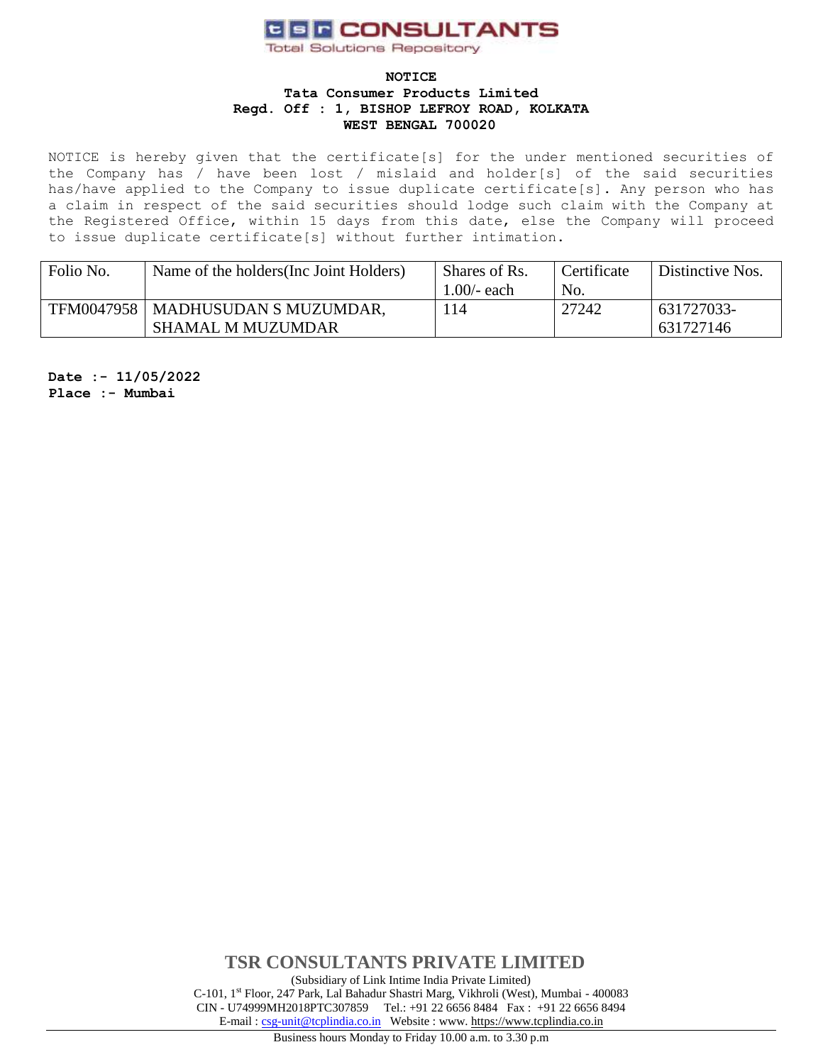**tsr CONSULTANTS**
Total Solutions Repository

**NOTICE**
**Tata Consumer Products Limited**
**Regd. Off : 1, BISHOP LEFROY ROAD, KOLKATA**
**WEST BENGAL 700020**

NOTICE is hereby given that the certificate[s] for the under mentioned securities of the Company has / have been lost / mislaid and holder[s] of the said securities has/have applied to the Company to issue duplicate certificate[s]. Any person who has a claim in respect of the said securities should lodge such claim with the Company at the Registered Office, within 15 days from this date, else the Company will proceed to issue duplicate certificate[s] without further intimation.

| Folio No. | Name of the holders(Inc Joint Holders) | Shares of Rs. 1.00/- each | Certificate No. | Distinctive Nos. |
|---|---|---|---|---|
| TFM0047958 | MADHUSUDAN S MUZUMDAR, SHAMAL M MUZUMDAR | 114 | 27242 | 631727033-631727146 |

**Date :- 11/05/2022**
**Place :- Mumbai**

**TSR CONSULTANTS PRIVATE LIMITED**
(Subsidiary of Link Intime India Private Limited)
C-101, 1st Floor, 247 Park, Lal Bahadur Shastri Marg, Vikhroli (West), Mumbai - 400083
CIN - U74999MH2018PTC307859 Tel.: +91 22 6656 8484 Fax : +91 22 6656 8494
E-mail : csg-unit@tcplindia.co.in Website : www. https://www.tcplindia.co.in
Business hours Monday to Friday 10.00 a.m. to 3.30 p.m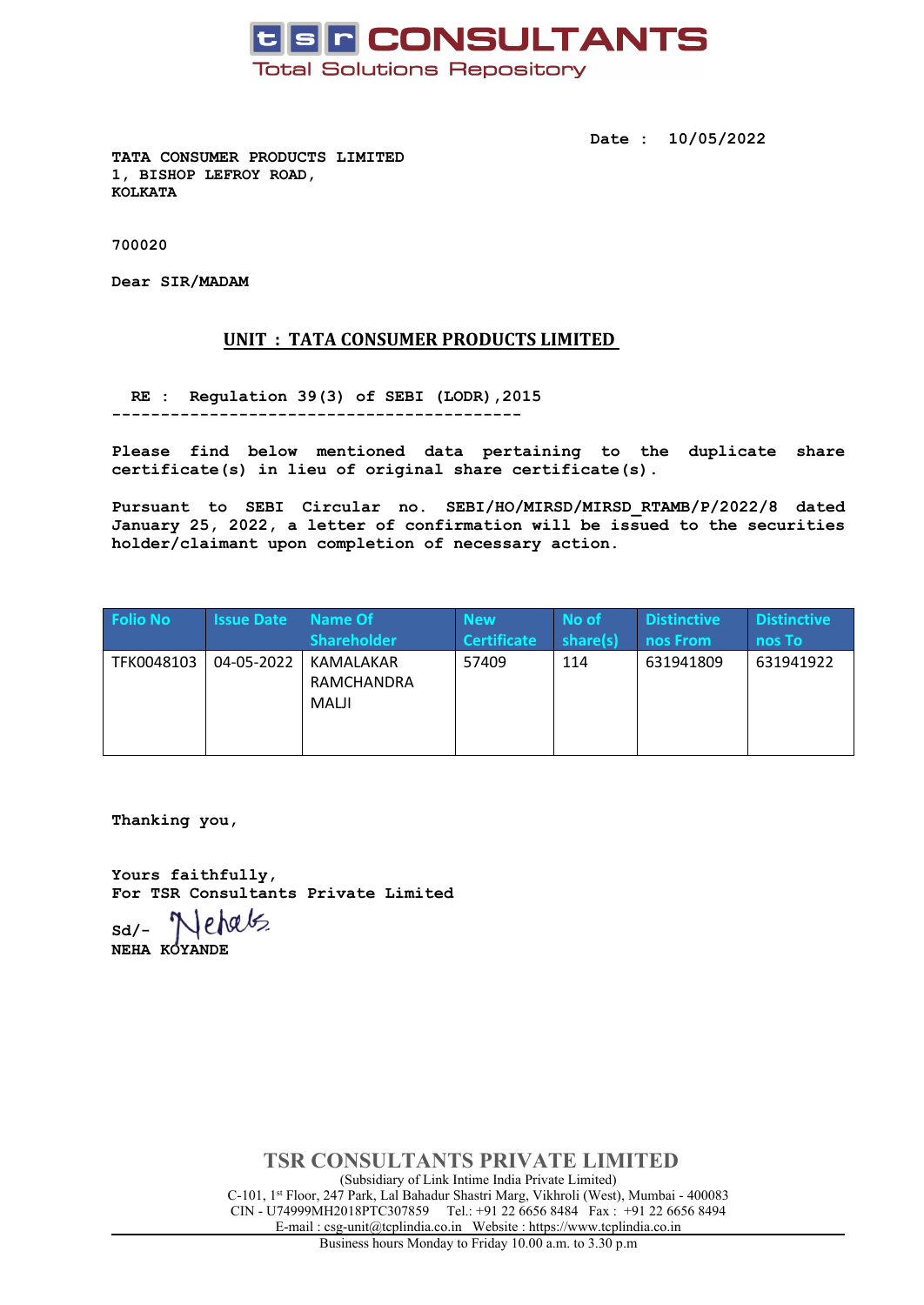# tsr CONSULTANTS

Total Solutions Repository

Date : 10/05/2022

**TATA CONSUMER PRODUCTS LIMITED**
**1, BISHOP LEFROY ROAD,**
**KOLKATA**

**700020**

**Dear SIR/MADAM**

## UNIT : TATA CONSUMER PRODUCTS LIMITED

**RE : Regulation 39(3) of SEBI (LODR),2015**

------------------------------------------

**Please find below mentioned data pertaining to the duplicate share certificate(s) in lieu of original share certificate(s).**

**Pursuant to SEBI Circular no. SEBI/HO/MIRSD/MIRSD_RTAMB/P/2022/8 dated January 25, 2022, a letter of confirmation will be issued to the securities holder/claimant upon completion of necessary action.**

| Folio No | Issue Date | Name Of Shareholder | New Certificate | No of share(s) | Distinctive nos From | Distinctive nos To |
|---|---|---|---|---|---|---|
| TFK0048103 | 04-05-2022 | KAMALAKAR RAMCHANDRA MALJI | 57409 | 114 | 631941809 | 631941922 |

**Thanking you,**

**Yours faithfully,**
**For TSR Consultants Private Limited**

**Sd/-**
**NEHA KOYANDE**

**TSR CONSULTANTS PRIVATE LIMITED**
(Subsidiary of Link Intime India Private Limited)
C-101, 1st Floor, 247 Park, Lal Bahadur Shastri Marg, Vikhroli (West), Mumbai - 400083
CIN - U74999MH2018PTC307859 Tel.: +91 22 6656 8484 Fax : +91 22 6656 8494
E-mail : csg-unit@tcplindia.co.in Website : https://www.tcplindia.co.in
Business hours Monday to Friday 10.00 a.m. to 3.30 p.m